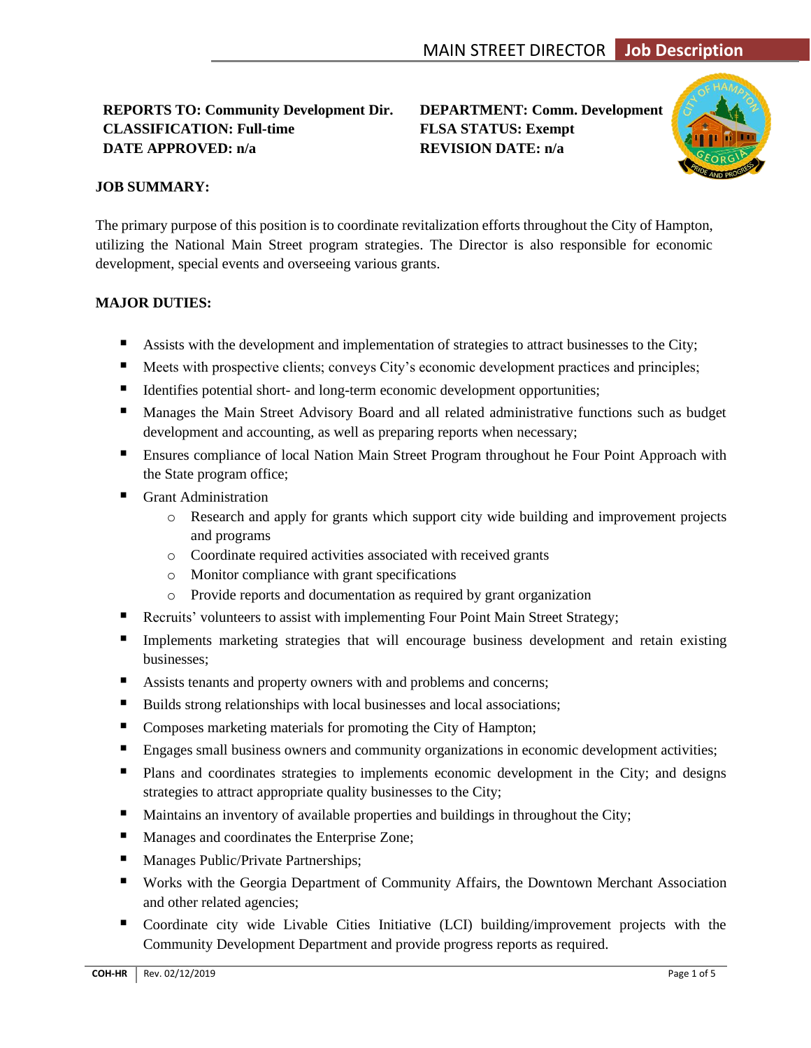# MAIN STREET DIRECTOR Job Description

**REPORTS TO: Community Development Dir.**
**CLASSIFICATION: Full-time**
**DATE APPROVED: n/a**

**DEPARTMENT: Comm. Development**
**FLSA STATUS: Exempt**
**REVISION DATE: n/a**

**JOB SUMMARY:**

The primary purpose of this position is to coordinate revitalization efforts throughout the City of Hampton, utilizing the National Main Street program strategies. The Director is also responsible for economic development, special events and overseeing various grants.

**MAJOR DUTIES:**

- Assists with the development and implementation of strategies to attract businesses to the City;
- Meets with prospective clients; conveys City's economic development practices and principles;
- Identifies potential short- and long-term economic development opportunities;
- Manages the Main Street Advisory Board and all related administrative functions such as budget development and accounting, as well as preparing reports when necessary;
- Ensures compliance of local Nation Main Street Program throughout he Four Point Approach with the State program office;
- Grant Administration
  - Research and apply for grants which support city wide building and improvement projects and programs
  - Coordinate required activities associated with received grants
  - Monitor compliance with grant specifications
  - Provide reports and documentation as required by grant organization
- Recruits' volunteers to assist with implementing Four Point Main Street Strategy;
- Implements marketing strategies that will encourage business development and retain existing businesses;
- Assists tenants and property owners with and problems and concerns;
- Builds strong relationships with local businesses and local associations;
- Composes marketing materials for promoting the City of Hampton;
- Engages small business owners and community organizations in economic development activities;
- Plans and coordinates strategies to implements economic development in the City; and designs strategies to attract appropriate quality businesses to the City;
- Maintains an inventory of available properties and buildings in throughout the City;
- Manages and coordinates the Enterprise Zone;
- Manages Public/Private Partnerships;
- Works with the Georgia Department of Community Affairs, the Downtown Merchant Association and other related agencies;
- Coordinate city wide Livable Cities Initiative (LCI) building/improvement projects with the Community Development Department and provide progress reports as required.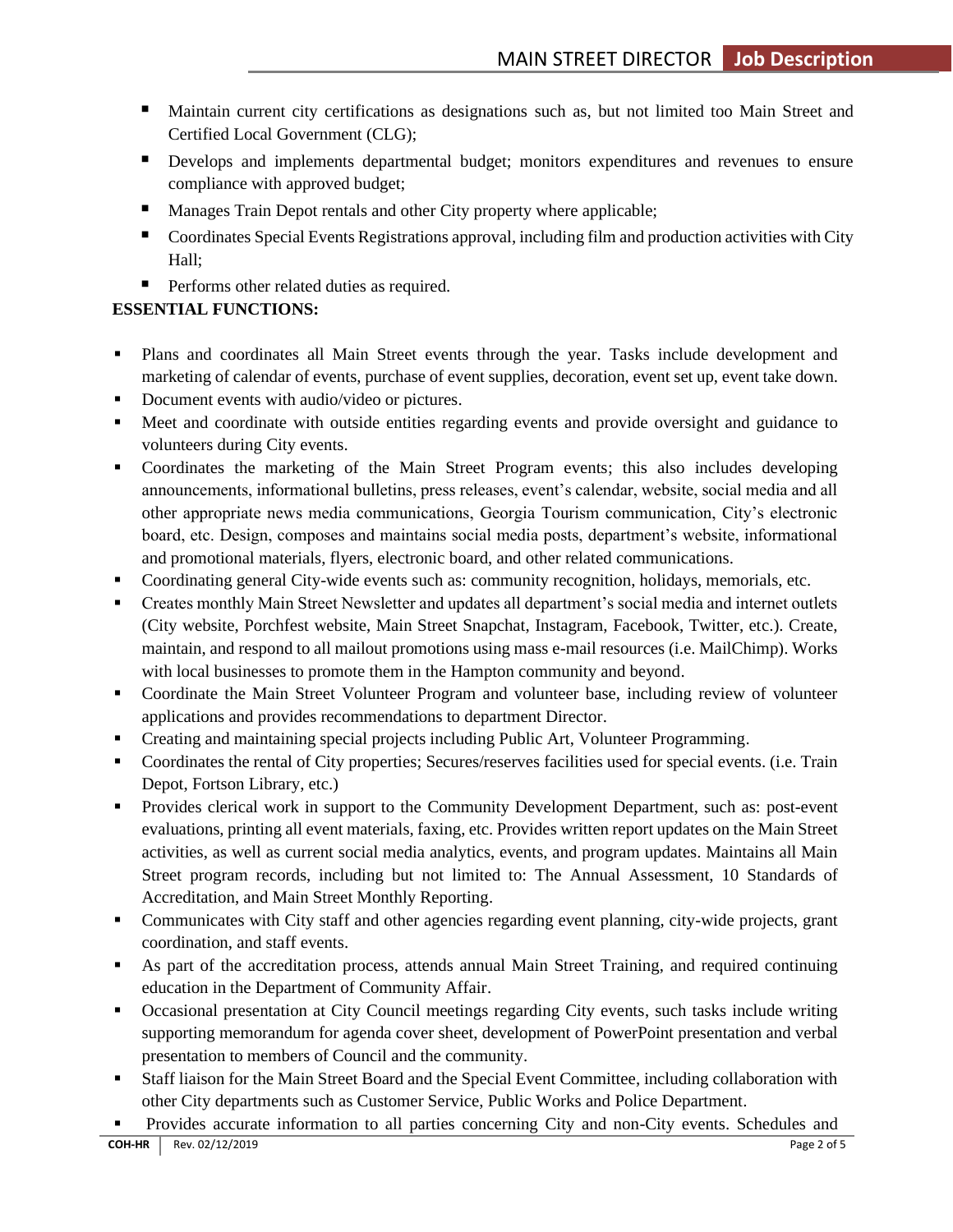- Maintain current city certifications as designations such as, but not limited too Main Street and Certified Local Government (CLG);
- Develops and implements departmental budget; monitors expenditures and revenues to ensure compliance with approved budget;
- Manages Train Depot rentals and other City property where applicable;
- Coordinates Special Events Registrations approval, including film and production activities with City Hall;
- Performs other related duties as required.

**ESSENTIAL FUNCTIONS:**

- Plans and coordinates all Main Street events through the year. Tasks include development and marketing of calendar of events, purchase of event supplies, decoration, event set up, event take down.
- Document events with audio/video or pictures.
- Meet and coordinate with outside entities regarding events and provide oversight and guidance to volunteers during City events.
- Coordinates the marketing of the Main Street Program events; this also includes developing announcements, informational bulletins, press releases, event's calendar, website, social media and all other appropriate news media communications, Georgia Tourism communication, City's electronic board, etc. Design, composes and maintains social media posts, department's website, informational and promotional materials, flyers, electronic board, and other related communications.
- Coordinating general City-wide events such as: community recognition, holidays, memorials, etc.
- Creates monthly Main Street Newsletter and updates all department's social media and internet outlets (City website, Porchfest website, Main Street Snapchat, Instagram, Facebook, Twitter, etc.). Create, maintain, and respond to all mailout promotions using mass e-mail resources (i.e. MailChimp). Works with local businesses to promote them in the Hampton community and beyond.
- Coordinate the Main Street Volunteer Program and volunteer base, including review of volunteer applications and provides recommendations to department Director.
- Creating and maintaining special projects including Public Art, Volunteer Programming.
- Coordinates the rental of City properties; Secures/reserves facilities used for special events. (i.e. Train Depot, Fortson Library, etc.)
- Provides clerical work in support to the Community Development Department, such as: post-event evaluations, printing all event materials, faxing, etc. Provides written report updates on the Main Street activities, as well as current social media analytics, events, and program updates. Maintains all Main Street program records, including but not limited to: The Annual Assessment, 10 Standards of Accreditation, and Main Street Monthly Reporting.
- Communicates with City staff and other agencies regarding event planning, city-wide projects, grant coordination, and staff events.
- As part of the accreditation process, attends annual Main Street Training, and required continuing education in the Department of Community Affair.
- Occasional presentation at City Council meetings regarding City events, such tasks include writing supporting memorandum for agenda cover sheet, development of PowerPoint presentation and verbal presentation to members of Council and the community.
- Staff liaison for the Main Street Board and the Special Event Committee, including collaboration with other City departments such as Customer Service, Public Works and Police Department.
- Provides accurate information to all parties concerning City and non-City events. Schedules and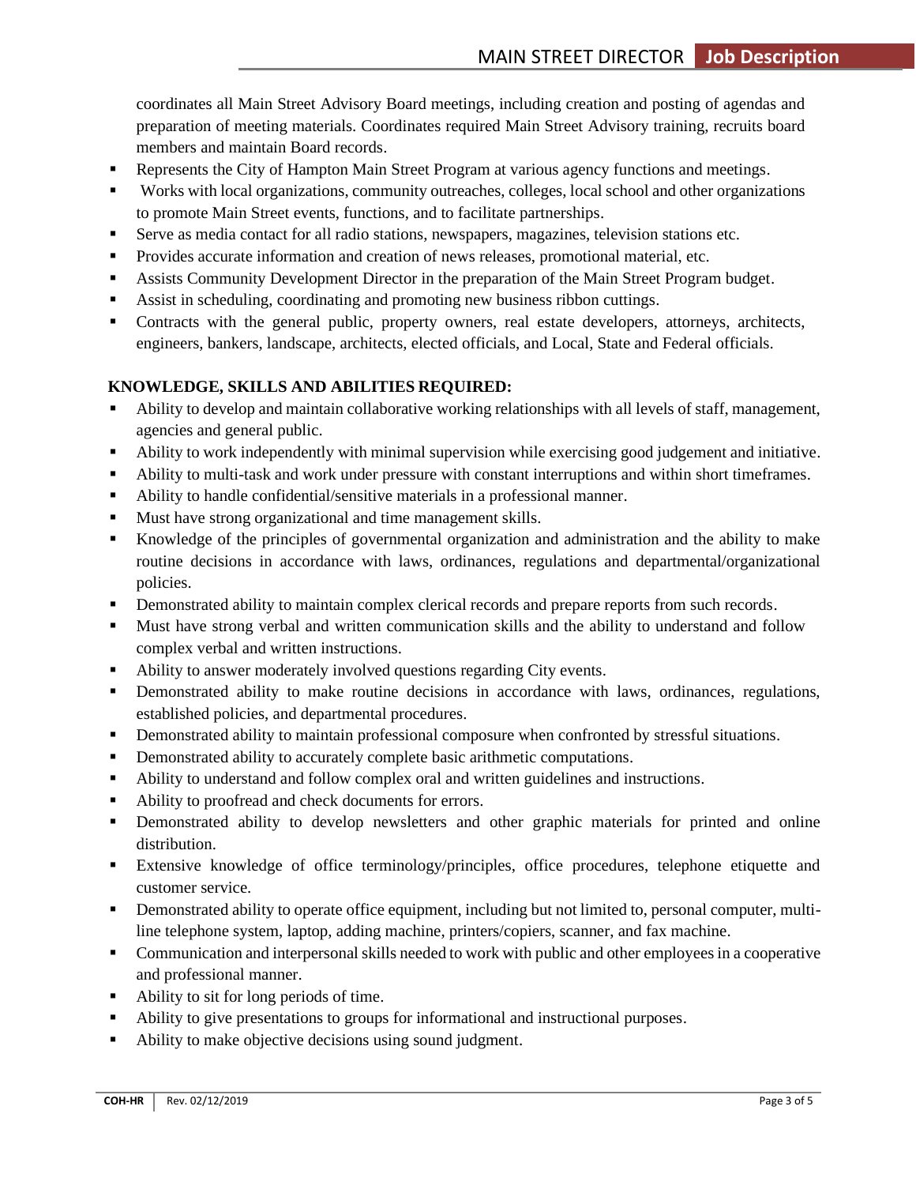coordinates all Main Street Advisory Board meetings, including creation and posting of agendas and preparation of meeting materials. Coordinates required Main Street Advisory training, recruits board members and maintain Board records.

- Represents the City of Hampton Main Street Program at various agency functions and meetings.
- Works with local organizations, community outreaches, colleges, local school and other organizations to promote Main Street events, functions, and to facilitate partnerships.
- Serve as media contact for all radio stations, newspapers, magazines, television stations etc.
- Provides accurate information and creation of news releases, promotional material, etc.
- Assists Community Development Director in the preparation of the Main Street Program budget.
- Assist in scheduling, coordinating and promoting new business ribbon cuttings.
- Contracts with the general public, property owners, real estate developers, attorneys, architects, engineers, bankers, landscape, architects, elected officials, and Local, State and Federal officials.

**KNOWLEDGE, SKILLS AND ABILITIES REQUIRED:**

- Ability to develop and maintain collaborative working relationships with all levels of staff, management, agencies and general public.
- Ability to work independently with minimal supervision while exercising good judgement and initiative.
- Ability to multi-task and work under pressure with constant interruptions and within short timeframes.
- Ability to handle confidential/sensitive materials in a professional manner.
- Must have strong organizational and time management skills.
- Knowledge of the principles of governmental organization and administration and the ability to make routine decisions in accordance with laws, ordinances, regulations and departmental/organizational policies.
- Demonstrated ability to maintain complex clerical records and prepare reports from such records.
- Must have strong verbal and written communication skills and the ability to understand and follow complex verbal and written instructions.
- Ability to answer moderately involved questions regarding City events.
- Demonstrated ability to make routine decisions in accordance with laws, ordinances, regulations, established policies, and departmental procedures.
- Demonstrated ability to maintain professional composure when confronted by stressful situations.
- Demonstrated ability to accurately complete basic arithmetic computations.
- Ability to understand and follow complex oral and written guidelines and instructions.
- Ability to proofread and check documents for errors.
- Demonstrated ability to develop newsletters and other graphic materials for printed and online distribution.
- Extensive knowledge of office terminology/principles, office procedures, telephone etiquette and customer service.
- Demonstrated ability to operate office equipment, including but not limited to, personal computer, multi-line telephone system, laptop, adding machine, printers/copiers, scanner, and fax machine.
- Communication and interpersonal skills needed to work with public and other employees in a cooperative and professional manner.
- Ability to sit for long periods of time.
- Ability to give presentations to groups for informational and instructional purposes.
- Ability to make objective decisions using sound judgment.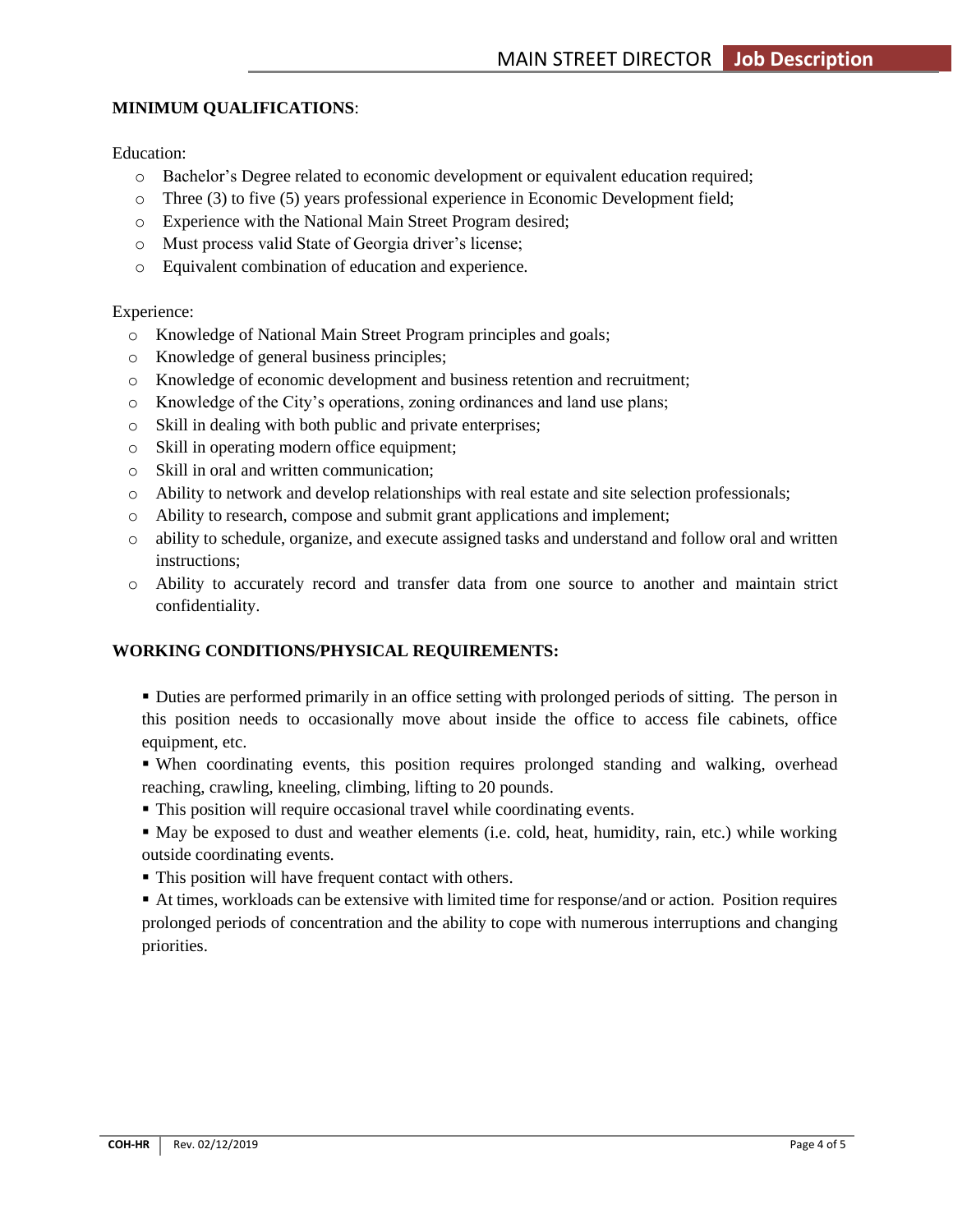**MINIMUM QUALIFICATIONS**:

Education:

- Bachelor's Degree related to economic development or equivalent education required;
- Three (3) to five (5) years professional experience in Economic Development field;
- Experience with the National Main Street Program desired;
- Must process valid State of Georgia driver's license;
- Equivalent combination of education and experience.

Experience:

- Knowledge of National Main Street Program principles and goals;
- Knowledge of general business principles;
- Knowledge of economic development and business retention and recruitment;
- Knowledge of the City's operations, zoning ordinances and land use plans;
- Skill in dealing with both public and private enterprises;
- Skill in operating modern office equipment;
- Skill in oral and written communication;
- Ability to network and develop relationships with real estate and site selection professionals;
- Ability to research, compose and submit grant applications and implement;
- ability to schedule, organize, and execute assigned tasks and understand and follow oral and written instructions;
- Ability to accurately record and transfer data from one source to another and maintain strict confidentiality.

**WORKING CONDITIONS/PHYSICAL REQUIREMENTS:**

- Duties are performed primarily in an office setting with prolonged periods of sitting. The person in this position needs to occasionally move about inside the office to access file cabinets, office equipment, etc.
- When coordinating events, this position requires prolonged standing and walking, overhead reaching, crawling, kneeling, climbing, lifting to 20 pounds.
- This position will require occasional travel while coordinating events.
- May be exposed to dust and weather elements (i.e. cold, heat, humidity, rain, etc.) while working outside coordinating events.
- This position will have frequent contact with others.
- At times, workloads can be extensive with limited time for response/and or action. Position requires prolonged periods of concentration and the ability to cope with numerous interruptions and changing priorities.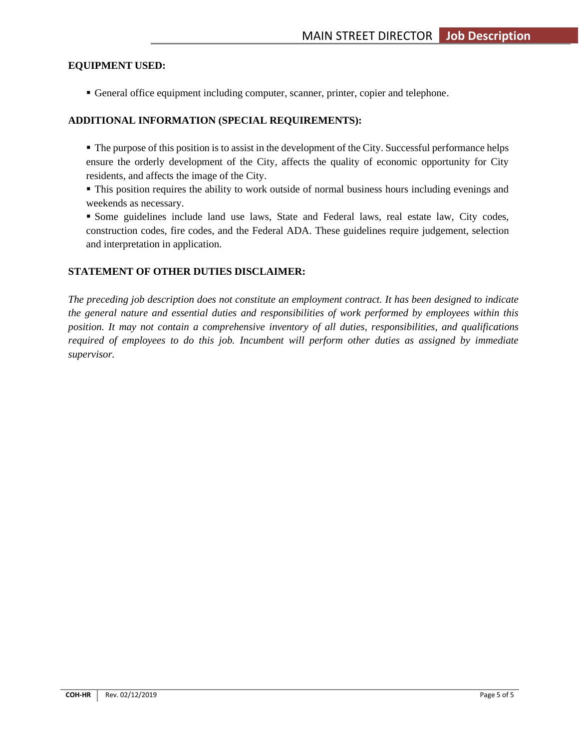### EQUIPMENT USED:

- General office equipment including computer, scanner, printer, copier and telephone.

### ADDITIONAL INFORMATION (SPECIAL REQUIREMENTS):

- The purpose of this position is to assist in the development of the City. Successful performance helps ensure the orderly development of the City, affects the quality of economic opportunity for City residents, and affects the image of the City.
- This position requires the ability to work outside of normal business hours including evenings and weekends as necessary.
- Some guidelines include land use laws, State and Federal laws, real estate law, City codes, construction codes, fire codes, and the Federal ADA. These guidelines require judgement, selection and interpretation in application.

### STATEMENT OF OTHER DUTIES DISCLAIMER:

*The preceding job description does not constitute an employment contract. It has been designed to indicate the general nature and essential duties and responsibilities of work performed by employees within this position. It may not contain a comprehensive inventory of all duties, responsibilities, and qualifications required of employees to do this job. Incumbent will perform other duties as assigned by immediate supervisor.*